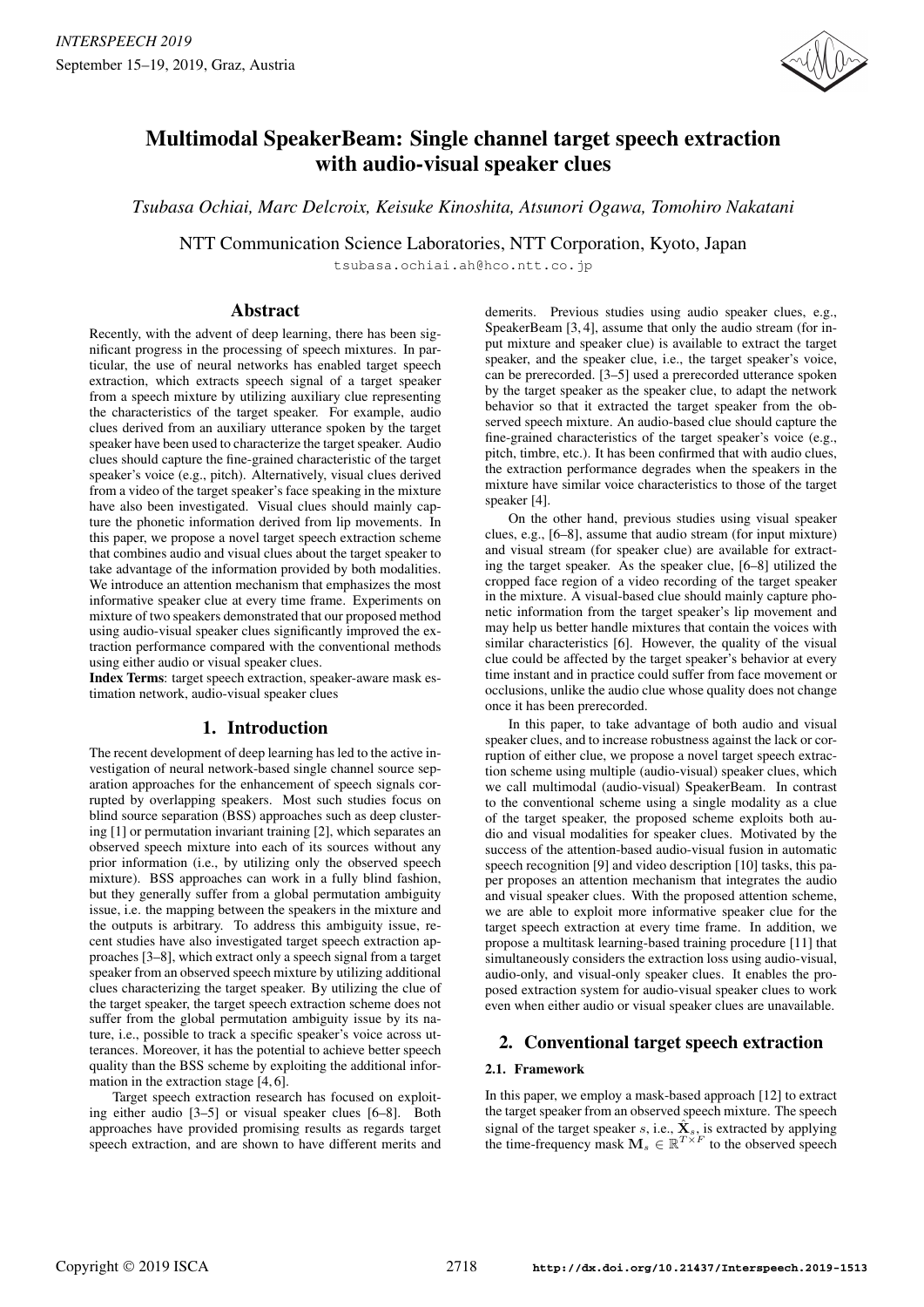# Multimodal SpeakerBeam: Single channel target speech extraction with audio-visual speaker clues

*Tsubasa Ochiai, Marc Delcroix, Keisuke Kinoshita, Atsunori Ogawa, Tomohiro Nakatani*

NTT Communication Science Laboratories, NTT Corporation, Kyoto, Japan

tsubasa.ochiai.ah@hco.ntt.co.jp

## Abstract

Recently, with the advent of deep learning, there has been significant progress in the processing of speech mixtures. In particular, the use of neural networks has enabled target speech extraction, which extracts speech signal of a target speaker from a speech mixture by utilizing auxiliary clue representing the characteristics of the target speaker. For example, audio clues derived from an auxiliary utterance spoken by the target speaker have been used to characterize the target speaker. Audio clues should capture the fine-grained characteristic of the target speaker's voice (e.g., pitch). Alternatively, visual clues derived from a video of the target speaker's face speaking in the mixture have also been investigated. Visual clues should mainly capture the phonetic information derived from lip movements. In this paper, we propose a novel target speech extraction scheme that combines audio and visual clues about the target speaker to take advantage of the information provided by both modalities. We introduce an attention mechanism that emphasizes the most informative speaker clue at every time frame. Experiments on mixture of two speakers demonstrated that our proposed method using audio-visual speaker clues significantly improved the extraction performance compared with the conventional methods using either audio or visual speaker clues.

**Index Terms**: target speech extraction, speaker-aware mask estimation network, audio-visual speaker clues

## 1. Introduction

The recent development of deep learning has led to the active investigation of neural network-based single channel source separation approaches for the enhancement of speech signals corrupted by overlapping speakers. Most such studies focus on blind source separation (BSS) approaches such as deep clustering [1] or permutation invariant training [2], which separates an observed speech mixture into each of its sources without any prior information (i.e., by utilizing only the observed speech mixture). BSS approaches can work in a fully blind fashion, but they generally suffer from a global permutation ambiguity issue, i.e. the mapping between the speakers in the mixture and the outputs is arbitrary. To address this ambiguity issue, recent studies have also investigated target speech extraction approaches [3–8], which extract only a speech signal from a target speaker from an observed speech mixture by utilizing additional clues characterizing the target speaker. By utilizing the clue of the target speaker, the target speech extraction scheme does not suffer from the global permutation ambiguity issue by its nature, i.e., possible to track a specific speaker's voice across utterances. Moreover, it has the potential to achieve better speech quality than the BSS scheme by exploiting the additional information in the extraction stage [4, 6].

Target speech extraction research has focused on exploiting either audio [3–5] or visual speaker clues [6–8]. Both approaches have provided promising results as regards target speech extraction, and are shown to have different merits and demerits. Previous studies using audio speaker clues, e.g., SpeakerBeam [3, 4], assume that only the audio stream (for input mixture and speaker clue) is available to extract the target speaker, and the speaker clue, i.e., the target speaker's voice, can be prerecorded. [3–5] used a prerecorded utterance spoken by the target speaker as the speaker clue, to adapt the network behavior so that it extracted the target speaker from the observed speech mixture. An audio-based clue should capture the fine-grained characteristics of the target speaker's voice (e.g., pitch, timbre, etc.). It has been confirmed that with audio clues, the extraction performance degrades when the speakers in the mixture have similar voice characteristics to those of the target speaker [4].

On the other hand, previous studies using visual speaker clues, e.g., [6–8], assume that audio stream (for input mixture) and visual stream (for speaker clue) are available for extracting the target speaker. As the speaker clue, [6–8] utilized the cropped face region of a video recording of the target speaker in the mixture. A visual-based clue should mainly capture phonetic information from the target speaker's lip movement and may help us better handle mixtures that contain the voices with similar characteristics [6]. However, the quality of the visual clue could be affected by the target speaker's behavior at every time instant and in practice could suffer from face movement or occlusions, unlike the audio clue whose quality does not change once it has been prerecorded.

In this paper, to take advantage of both audio and visual speaker clues, and to increase robustness against the lack or corruption of either clue, we propose a novel target speech extraction scheme using multiple (audio-visual) speaker clues, which we call multimodal (audio-visual) SpeakerBeam. In contrast to the conventional scheme using a single modality as a clue of the target speaker, the proposed scheme exploits both audio and visual modalities for speaker clues. Motivated by the success of the attention-based audio-visual fusion in automatic speech recognition [9] and video description [10] tasks, this paper proposes an attention mechanism that integrates the audio and visual speaker clues. With the proposed attention scheme, we are able to exploit more informative speaker clue for the target speech extraction at every time frame. In addition, we propose a multitask learning-based training procedure [11] that simultaneously considers the extraction loss using audio-visual, audio-only, and visual-only speaker clues. It enables the proposed extraction system for audio-visual speaker clues to work even when either audio or visual speaker clues are unavailable.

## 2. Conventional target speech extraction

### 2.1. Framework

In this paper, we employ a mask-based approach [12] to extract the target speaker from an observed speech mixture. The speech signal of the target speaker $s$, i.e., $\hat{\mathbf{X}}_s$, is extracted by applying the time-frequency mask $\mathbf{M}_s \in \mathbb{R}^{T \times F}$ to the observed speech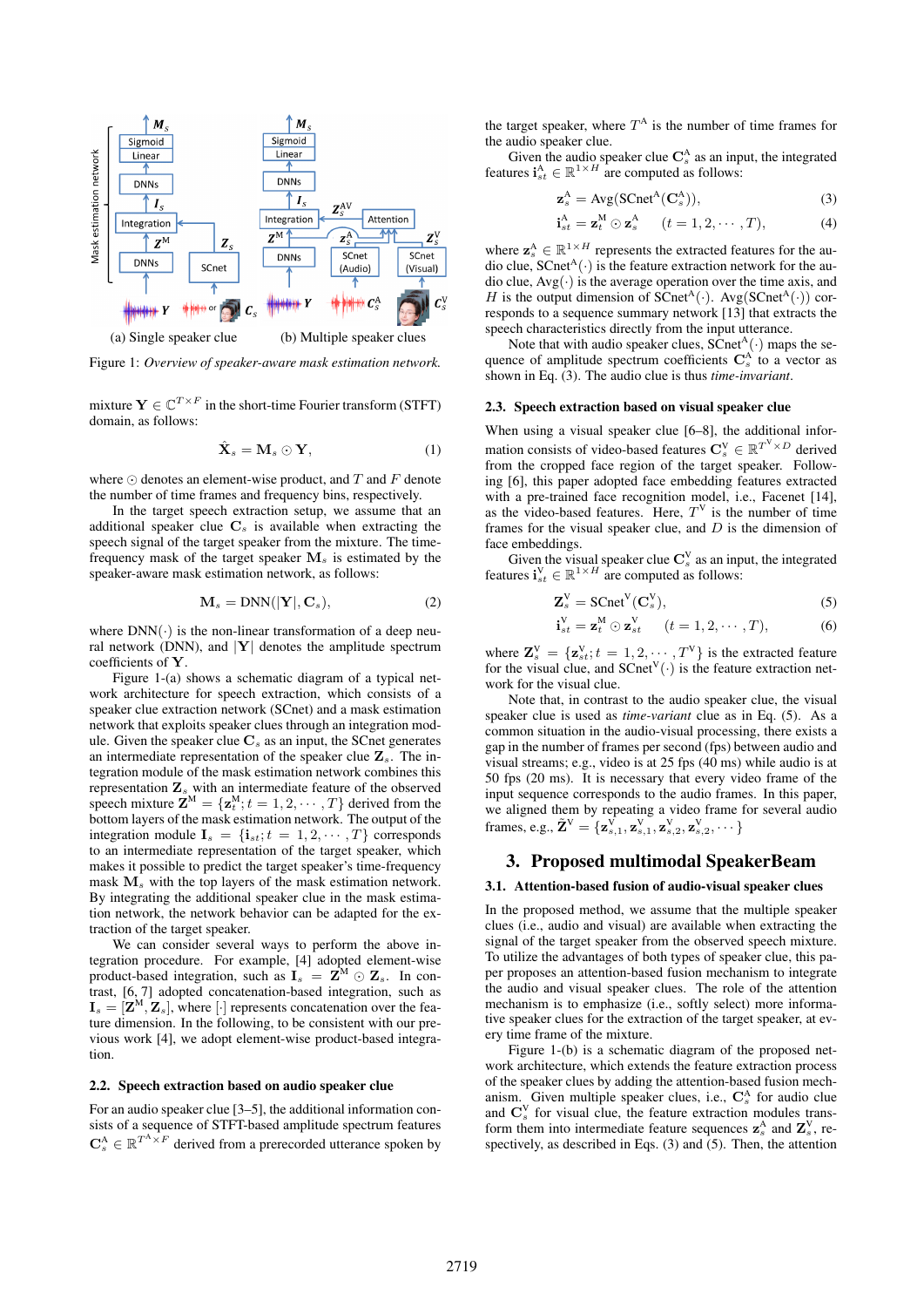(a) Single speaker clue (b) Multiple speaker clues

Figure 1: *Overview of speaker-aware mask estimation network.*

mixture $\mathbf{Y} \in \mathbb{C}^{T \times F}$ in the short-time Fourier transform (STFT) domain, as follows:

$$\hat{\mathbf{X}}_s = \mathbf{M}_s \odot \mathbf{Y}, \tag{1}$$

where $\odot$ denotes an element-wise product, and $T$ and $F$ denote the number of time frames and frequency bins, respectively.

In the target speech extraction setup, we assume that an additional speaker clue $\mathbf{C}_s$ is available when extracting the speech signal of the target speaker from the mixture. The time-frequency mask of the target speaker $\mathbf{M}_s$ is estimated by the speaker-aware mask estimation network, as follows:

$$\mathbf{M}_s = \mathrm{DNN}(|\mathbf{Y}|, \mathbf{C}_s), \tag{2}$$

where $\mathrm{DNN}(\cdot)$ is the non-linear transformation of a deep neural network (DNN), and $|\mathbf{Y}|$ denotes the amplitude spectrum coefficients of $\mathbf{Y}$.

Figure 1-(a) shows a schematic diagram of a typical network architecture for speech extraction, which consists of a speaker clue extraction network (SCnet) and a mask estimation network that exploits speaker clues through an integration module. Given the speaker clue $\mathbf{C}_s$ as an input, the SCnet generates an intermediate representation of the speaker clue $\mathbf{Z}_s$. The integration module of the mask estimation network combines this representation $\mathbf{Z}_s$ with an intermediate feature of the observed speech mixture $\mathbf{Z}^{\mathrm{M}} = \{\mathbf{z}_t^{\mathrm{M}}; t = 1, 2, \cdots, T\}$ derived from the bottom layers of the mask estimation network. The output of the integration module $\mathbf{I}_s = \{\mathbf{i}_{st}; t = 1, 2, \cdots, T\}$ corresponds to an intermediate representation of the target speaker, which makes it possible to predict the target speaker's time-frequency mask $\mathbf{M}_s$ with the top layers of the mask estimation network. By integrating the additional speaker clue in the mask estimation network, the network behavior can be adapted for the extraction of the target speaker.

We can consider several ways to perform the above integration procedure. For example, [4] adopted element-wise product-based integration, such as $\mathbf{I}_s = \mathbf{Z}^{\mathrm{M}} \odot \mathbf{Z}_s$. In contrast, [6, 7] adopted concatenation-based integration, such as $\mathbf{I}_s = [\mathbf{Z}^{\mathrm{M}}, \mathbf{Z}_s]$, where $[\cdot]$ represents concatenation over the feature dimension. In the following, to be consistent with our previous work [4], we adopt element-wise product-based integration.

### 2.2. Speech extraction based on audio speaker clue

For an audio speaker clue [3–5], the additional information consists of a sequence of STFT-based amplitude spectrum features $\mathbf{C}_s^{\mathrm{A}} \in \mathbb{R}^{T^{\mathrm{A}} \times F}$ derived from a prerecorded utterance spoken by the target speaker, where $T^{\mathrm{A}}$ is the number of time frames for the audio speaker clue.

Given the audio speaker clue $\mathbf{C}_s^{\mathrm{A}}$ as an input, the integrated features $\mathbf{i}_{st}^{\mathrm{A}} \in \mathbb{R}^{1 \times H}$ are computed as follows:

$$\mathbf{z}_s^{\mathrm{A}} = \mathrm{Avg}(\mathrm{SCnet}^{\mathrm{A}}(\mathbf{C}_s^{\mathrm{A}})), \tag{3}$$

$$\mathbf{i}_{st}^{\mathrm{A}} = \mathbf{z}_t^{\mathrm{M}} \odot \mathbf{z}_s^{\mathrm{A}} \quad (t = 1, 2, \cdots, T), \tag{4}$$

where $\mathbf{z}_s^{\mathrm{A}} \in \mathbb{R}^{1 \times H}$ represents the extracted features for the audio clue, $\mathrm{SCnet}^{\mathrm{A}}(\cdot)$ is the feature extraction network for the audio clue, $\mathrm{Avg}(\cdot)$ is the average operation over the time axis, and $H$ is the output dimension of $\mathrm{SCnet}^{\mathrm{A}}(\cdot)$. $\mathrm{Avg}(\mathrm{SCnet}^{\mathrm{A}}(\cdot))$ corresponds to a sequence summary network [13] that extracts the speech characteristics directly from the input utterance.

Note that with audio speaker clues, $\mathrm{SCnet}^{\mathrm{A}}(\cdot)$ maps the sequence of amplitude spectrum coefficients $\mathbf{C}_s^{\mathrm{A}}$ to a vector as shown in Eq. (3). The audio clue is thus *time-invariant*.

### 2.3. Speech extraction based on visual speaker clue

When using a visual speaker clue [6–8], the additional information consists of video-based features $\mathbf{C}_s^{\mathrm{V}} \in \mathbb{R}^{T^{\mathrm{V}} \times D}$ derived from the cropped face region of the target speaker. Following [6], this paper adopted face embedding features extracted with a pre-trained face recognition model, i.e., Facenet [14], as the video-based features. Here, $T^{\mathrm{V}}$ is the number of time frames for the visual speaker clue, and $D$ is the dimension of face embeddings.

Given the visual speaker clue $\mathbf{C}_s^{\mathrm{V}}$ as an input, the integrated features $\mathbf{i}_{st}^{\mathrm{V}} \in \mathbb{R}^{1 \times H}$ are computed as follows:

$$\mathbf{Z}_s^{\mathrm{V}} = \mathrm{SCnet}^{\mathrm{V}}(\mathbf{C}_s^{\mathrm{V}}), \tag{5}$$

$$\mathbf{i}_{st}^{\mathrm{V}} = \mathbf{z}_t^{\mathrm{M}} \odot \mathbf{z}_{st}^{\mathrm{V}} \quad (t = 1, 2, \cdots, T), \tag{6}$$

where $\mathbf{Z}_s^{\mathrm{V}} = \{\mathbf{z}_{st}^{\mathrm{V}}; t = 1, 2, \cdots, T^{\mathrm{V}}\}$ is the extracted feature for the visual clue, and $\mathrm{SCnet}^{\mathrm{V}}(\cdot)$ is the feature extraction network for the visual clue.

Note that, in contrast to the audio speaker clue, the visual speaker clue is used as *time-variant* clue as in Eq. (5). As a common situation in the audio-visual processing, there exists a gap in the number of frames per second (fps) between audio and visual streams; e.g., video is at 25 fps (40 ms) while audio is at 50 fps (20 ms). It is necessary that every video frame of the input sequence corresponds to the audio frames. In this paper, we aligned them by repeating a video frame for several audio frames, e.g., $\tilde{\mathbf{Z}}^{\mathrm{V}} = \{\mathbf{z}_{s,1}^{\mathrm{V}}, \mathbf{z}_{s,1}^{\mathrm{V}}, \mathbf{z}_{s,2}^{\mathrm{V}}, \mathbf{z}_{s,2}^{\mathrm{V}}, \cdots\}$

## 3. Proposed multimodal SpeakerBeam

### 3.1. Attention-based fusion of audio-visual speaker clues

In the proposed method, we assume that the multiple speaker clues (i.e., audio and visual) are available when extracting the signal of the target speaker from the observed speech mixture. To utilize the advantages of both types of speaker clue, this paper proposes an attention-based fusion mechanism to integrate the audio and visual speaker clues. The role of the attention mechanism is to emphasize (i.e., softly select) more informative speaker clues for the extraction of the target speaker, at every time frame of the mixture.

Figure 1-(b) is a schematic diagram of the proposed network architecture, which extends the feature extraction process of the speaker clues by adding the attention-based fusion mechanism. Given multiple speaker clues, i.e., $\mathbf{C}_s^{\mathrm{A}}$ for audio clue and $\mathbf{C}_s^{\mathrm{V}}$ for visual clue, the feature extraction modules transform them into intermediate feature sequences $\mathbf{z}_s^{\mathrm{A}}$ and $\mathbf{Z}_s^{\mathrm{V}}$, respectively, as described in Eqs. (3) and (5). Then, the attention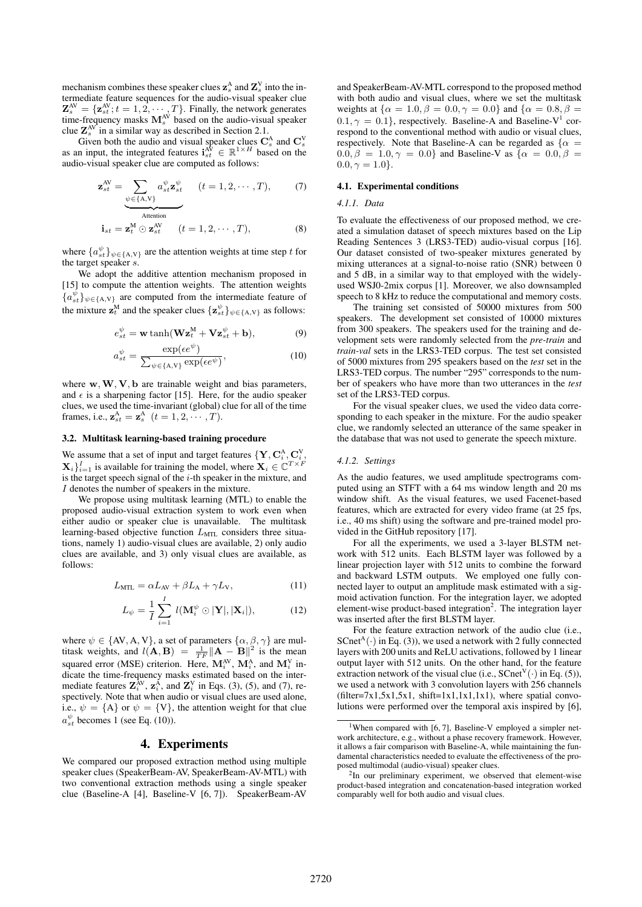mechanism combines these speaker clues $\mathbf{z}^{\text{A}}_s$ and $\mathbf{Z}^{\text{V}}_s$ into the intermediate feature sequences for the audio-visual speaker clue $\mathbf{Z}^{\text{AV}}_s = \{\mathbf{z}^{\text{AV}}_{st}; t = 1, 2, \cdots, T\}$. Finally, the network generates time-frequency masks $\mathbf{M}^{\text{AV}}_s$ based on the audio-visual speaker clue $\mathbf{Z}^{\text{AV}}_s$ in a similar way as described in Section 2.1.

Given both the audio and visual speaker clues $\mathbf{C}^{\text{A}}_s$ and $\mathbf{C}^{\text{V}}_s$ as an input, the integrated features $\mathbf{i}^{\text{AV}}_{st} \in \mathbb{R}^{1 \times H}$ based on the audio-visual speaker clue are computed as follows:

$$\mathbf{z}^{\text{AV}}_{st} = \underbrace{\sum_{\psi \in \{\text{A},\text{V}\}} a^{\psi}_{st} \mathbf{z}^{\psi}_{st}}_{\text{Attention}} \quad (t = 1, 2, \cdots, T), \tag{7}$$

$$\mathbf{i}_{st} = \mathbf{z}^{\text{M}}_t \odot \mathbf{z}^{\text{AV}}_{st} \quad (t = 1, 2, \cdots, T), \tag{8}$$

where $\{a^{\psi}_{st}\}_{\psi \in \{\text{A},\text{V}\}}$ are the attention weights at time step $t$ for the target speaker $s$.

We adopt the additive attention mechanism proposed in [15] to compute the attention weights. The attention weights $\{a^{\psi}_{st}\}_{\psi \in \{\text{A},\text{V}\}}$ are computed from the intermediate feature of the mixture $\mathbf{z}^{\text{M}}_t$ and the speaker clues $\{\mathbf{z}^{\psi}_{st}\}_{\psi \in \{\text{A},\text{V}\}}$ as follows:

$$e^{\psi}_{st} = \mathbf{w} \tanh(\mathbf{W}\mathbf{z}^{\text{M}}_t + \mathbf{V}\mathbf{z}^{\psi}_{st} + \mathbf{b}), \tag{9}$$

$$a^{\psi}_{st} = \frac{\exp(\epsilon e^{\psi})}{\sum_{\psi \in \{\text{A},\text{V}\}} \exp(\epsilon e^{\psi})}, \tag{10}$$

where $\mathbf{w}, \mathbf{W}, \mathbf{V}, \mathbf{b}$ are trainable weight and bias parameters, and $\epsilon$ is a sharpening factor [15]. Here, for the audio speaker clues, we used the time-invariant (global) clue for all of the time frames, i.e., $\mathbf{z}^{\text{A}}_{st} = \mathbf{z}^{\text{A}}_s \ (t = 1, 2, \cdots, T)$.

### 3.2. Multitask learning-based training procedure

We assume that a set of input and target features $\{\mathbf{Y}, \mathbf{C}^{\text{A}}_i, \mathbf{C}^{\text{V}}_i, \mathbf{X}_i\}_{i=1}^{I}$ is available for training the model, where $\mathbf{X}_i \in \mathbb{C}^{T \times F}$ is the target speech signal of the $i$-th speaker in the mixture, and $I$ denotes the number of speakers in the mixture.

We propose using multitask learning (MTL) to enable the proposed audio-visual extraction system to work even when either audio or speaker clue is unavailable. The multitask learning-based objective function $L_{\text{MTL}}$ considers three situations, namely 1) audio-visual clues are available, 2) only audio clues are available, and 3) only visual clues are available, as follows:

$$L_{\text{MTL}} = \alpha L_{\text{AV}} + \beta L_{\text{A}} + \gamma L_{\text{V}}, \tag{11}$$

$$L_{\psi} = \frac{1}{I} \sum_{i=1}^{I} l(\mathbf{M}^{\psi}_i \odot |\mathbf{Y}|, |\mathbf{X}_i|), \tag{12}$$

where $\psi \in \{\text{AV}, \text{A}, \text{V}\}$, a set of parameters $\{\alpha, \beta, \gamma\}$ are multitask weights, and $l(\mathbf{A}, \mathbf{B}) = \frac{1}{TF}\|\mathbf{A} - \mathbf{B}\|^2$ is the mean squared error (MSE) criterion. Here, $\mathbf{M}^{\text{AV}}_i$, $\mathbf{M}^{\text{A}}_i$, and $\mathbf{M}^{\text{V}}_i$ indicate the time-frequency masks estimated based on the intermediate features $\mathbf{Z}^{\text{AV}}_i$, $\mathbf{z}^{\text{A}}_i$, and $\mathbf{Z}^{\text{V}}_i$ in Eqs. (3), (5), and (7), respectively. Note that when audio or visual clues are used alone, i.e., $\psi = \{\text{A}\}$ or $\psi = \{\text{V}\}$, the attention weight for that clue $a^{\psi}_{st}$ becomes 1 (see Eq. (10)).

## 4. Experiments

We compared our proposed extraction method using multiple speaker clues (SpeakerBeam-AV, SpeakerBeam-AV-MTL) with two conventional extraction methods using a single speaker clue (Baseline-A [4], Baseline-V [6, 7]). SpeakerBeam-AV and SpeakerBeam-AV-MTL correspond to the proposed method with both audio and visual clues, where we set the multitask weights at $\{\alpha = 1.0, \beta = 0.0, \gamma = 0.0\}$ and $\{\alpha = 0.8, \beta = 0.1, \gamma = 0.1\}$, respectively. Baseline-A and Baseline-V[1] correspond to the conventional method with audio or visual clues, respectively. Note that Baseline-A can be regarded as $\{\alpha = 0.0, \beta = 1.0, \gamma = 0.0\}$ and Baseline-V as $\{\alpha = 0.0, \beta = 0.0, \gamma = 1.0\}$.

### 4.1. Experimental conditions

#### 4.1.1. Data

To evaluate the effectiveness of our proposed method, we created a simulation dataset of speech mixtures based on the Lip Reading Sentences 3 (LRS3-TED) audio-visual corpus [16]. Our dataset consisted of two-speaker mixtures generated by mixing utterances at a signal-to-noise ratio (SNR) between 0 and 5 dB, in a similar way to that employed with the widely-used WSJ0-2mix corpus [1]. Moreover, we also downsampled speech to 8 kHz to reduce the computational and memory costs.

The training set consisted of 50000 mixtures from 500 speakers. The development set consisted of 10000 mixtures from 300 speakers. The speakers used for the training and development sets were randomly selected from the *pre-train* and *train-val* sets in the LRS3-TED corpus. The test set consisted of 5000 mixtures from 295 speakers based on the *test* set in the LRS3-TED corpus. The number "295" corresponds to the number of speakers who have more than two utterances in the *test* set of the LRS3-TED corpus.

For the visual speaker clues, we used the video data corresponding to each speaker in the mixture. For the audio speaker clue, we randomly selected an utterance of the same speaker in the database that was not used to generate the speech mixture.

#### 4.1.2. Settings

As the audio features, we used amplitude spectrograms computed using an STFT with a 64 ms window length and 20 ms window shift. As the visual features, we used Facenet-based features, which are extracted for every video frame (at 25 fps, i.e., 40 ms shift) using the software and pre-trained model provided in the GitHub repository [17].

For all the experiments, we used a 3-layer BLSTM network with 512 units. Each BLSTM layer was followed by a linear projection layer with 512 units to combine the forward and backward LSTM outputs. We employed one fully connected layer to output an amplitude mask estimated with a sigmoid activation function. For the integration layer, we adopted element-wise product-based integration[2]. The integration layer was inserted after the first BLSTM layer.

For the feature extraction network of the audio clue (i.e., $\text{SCnet}^{\text{A}}(\cdot)$ in Eq. (3)), we used a network with 2 fully connected layers with 200 units and ReLU activations, followed by 1 linear output layer with 512 units. On the other hand, for the feature extraction network of the visual clue (i.e., $\text{SCnet}^{\text{V}}(\cdot)$ in Eq. (5)), we used a network with 3 convolution layers with 256 channels (filter=7x1,5x1,5x1, shift=1x1,1x1,1x1), where spatial convolutions were performed over the temporal axis inspired by [6],

[1] When compared with [6, 7], Baseline-V employed a simpler network architecture, e.g., without a phase recovery framework. However, it allows a fair comparison with Baseline-A, while maintaining the fundamental characteristics needed to evaluate the effectiveness of the proposed multimodal (audio-visual) speaker clues.

[2] In our preliminary experiment, we observed that element-wise product-based integration and concatenation-based integration worked comparably well for both audio and visual clues.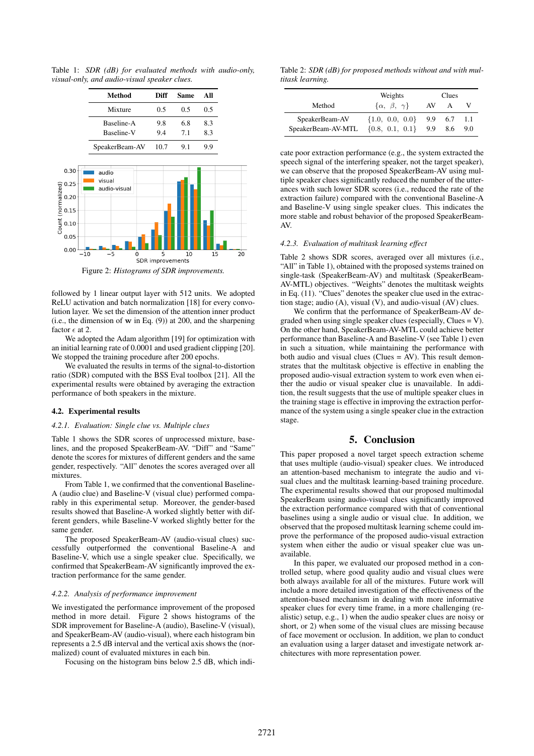Table 1: *SDR (dB) for evaluated methods with audio-only, visual-only, and audio-visual speaker clues.*

| Method | Diff | Same | All |
|---|---|---|---|
| Mixture | 0.5 | 0.5 | 0.5 |
| Baseline-A | 9.8 | 6.8 | 8.3 |
| Baseline-V | 9.4 | 7.1 | 8.3 |
| SpeakerBeam-AV | 10.7 | 9.1 | 9.9 |

Figure 2: *Histograms of SDR improvements.*

followed by 1 linear output layer with 512 units. We adopted ReLU activation and batch normalization [18] for every convolution layer. We set the dimension of the attention inner product (i.e., the dimension of $\mathbf{w}$ in Eq. (9)) at 200, and the sharpening factor $\epsilon$ at 2.

We adopted the Adam algorithm [19] for optimization with an initial learning rate of 0.0001 and used gradient clipping [20]. We stopped the training procedure after 200 epochs.

We evaluated the results in terms of the signal-to-distortion ratio (SDR) computed with the BSS Eval toolbox [21]. All the experimental results were obtained by averaging the extraction performance of both speakers in the mixture.

### 4.2. Experimental results

#### *4.2.1. Evaluation: Single clue vs. Multiple clues*

Table 1 shows the SDR scores of unprocessed mixture, baselines, and the proposed SpeakerBeam-AV. "Diff" and "Same" denote the scores for mixtures of different genders and the same gender, respectively. "All" denotes the scores averaged over all mixtures.

From Table 1, we confirmed that the conventional Baseline-A (audio clue) and Baseline-V (visual clue) performed comparably in this experimental setup. Moreover, the gender-based results showed that Baseline-A worked slightly better with different genders, while Baseline-V worked slightly better for the same gender.

The proposed SpeakerBeam-AV (audio-visual clues) successfully outperformed the conventional Baseline-A and Baseline-V, which use a single speaker clue. Specifically, we confirmed that SpeakerBeam-AV significantly improved the extraction performance for the same gender.

#### *4.2.2. Analysis of performance improvement*

We investigated the performance improvement of the proposed method in more detail. Figure 2 shows histograms of the SDR improvement for Baseline-A (audio), Baseline-V (visual), and SpeakerBeam-AV (audio-visual), where each histogram bin represents a 2.5 dB interval and the vertical axis shows the (normalized) count of evaluated mixtures in each bin.

Focusing on the histogram bins below 2.5 dB, which indicate poor extraction performance (e.g., the system extracted the speech signal of the interfering speaker, not the target speaker), we can observe that the proposed SpeakerBeam-AV using multiple speaker clues significantly reduced the number of the utterances with such lower SDR scores (i.e., reduced the rate of the extraction failure) compared with the conventional Baseline-A and Baseline-V using single speaker clues. This indicates the more stable and robust behavior of the proposed SpeakerBeam-AV.

#### *4.2.3. Evaluation of multitask learning effect*

Table 2: *SDR (dB) for proposed methods without and with multitask learning.*

| Method | Weights $\{\alpha,\ \beta,\ \gamma\}$ | Clues AV | A | V |
|---|---|---|---|---|
| SpeakerBeam-AV | $\{1.0,\ 0.0,\ 0.0\}$ | 9.9 | 6.7 | 1.1 |
| SpeakerBeam-AV-MTL | $\{0.8,\ 0.1,\ 0.1\}$ | 9.9 | 8.6 | 9.0 |

Table 2 shows SDR scores, averaged over all mixtures (i.e., "All" in Table 1), obtained with the proposed systems trained on single-task (SpeakerBeam-AV) and multitask (SpeakerBeam-AV-MTL) objectives. "Weights" denotes the multitask weights in Eq. (11). "Clues" denotes the speaker clue used in the extraction stage; audio (A), visual (V), and audio-visual (AV) clues.

We confirm that the performance of SpeakerBeam-AV degraded when using single speaker clues (especially, Clues = V). On the other hand, SpeakerBeam-AV-MTL could achieve better performance than Baseline-A and Baseline-V (see Table 1) even in such a situation, while maintaining the performance with both audio and visual clues (Clues = AV). This result demonstrates that the multitask objective is effective in enabling the proposed audio-visual extraction system to work even when either the audio or visual speaker clue is unavailable. In addition, the result suggests that the use of multiple speaker clues in the training stage is effective in improving the extraction performance of the system using a single speaker clue in the extraction stage.

## 5. Conclusion

This paper proposed a novel target speech extraction scheme that uses multiple (audio-visual) speaker clues. We introduced an attention-based mechanism to integrate the audio and visual clues and the multitask learning-based training procedure. The experimental results showed that our proposed multimodal SpeakerBeam using audio-visual clues significantly improved the extraction performance compared with that of conventional baselines using a single audio or visual clue. In addition, we observed that the proposed multitask learning scheme could improve the performance of the proposed audio-visual extraction system when either the audio or visual speaker clue was unavailable.

In this paper, we evaluated our proposed method in a controlled setup, where good quality audio and visual clues were both always available for all of the mixtures. Future work will include a more detailed investigation of the effectiveness of the attention-based mechanism in dealing with more informative speaker clues for every time frame, in a more challenging (realistic) setup, e.g., 1) when the audio speaker clues are noisy or short, or 2) when some of the visual clues are missing because of face movement or occlusion. In addition, we plan to conduct an evaluation using a larger dataset and investigate network architectures with more representation power.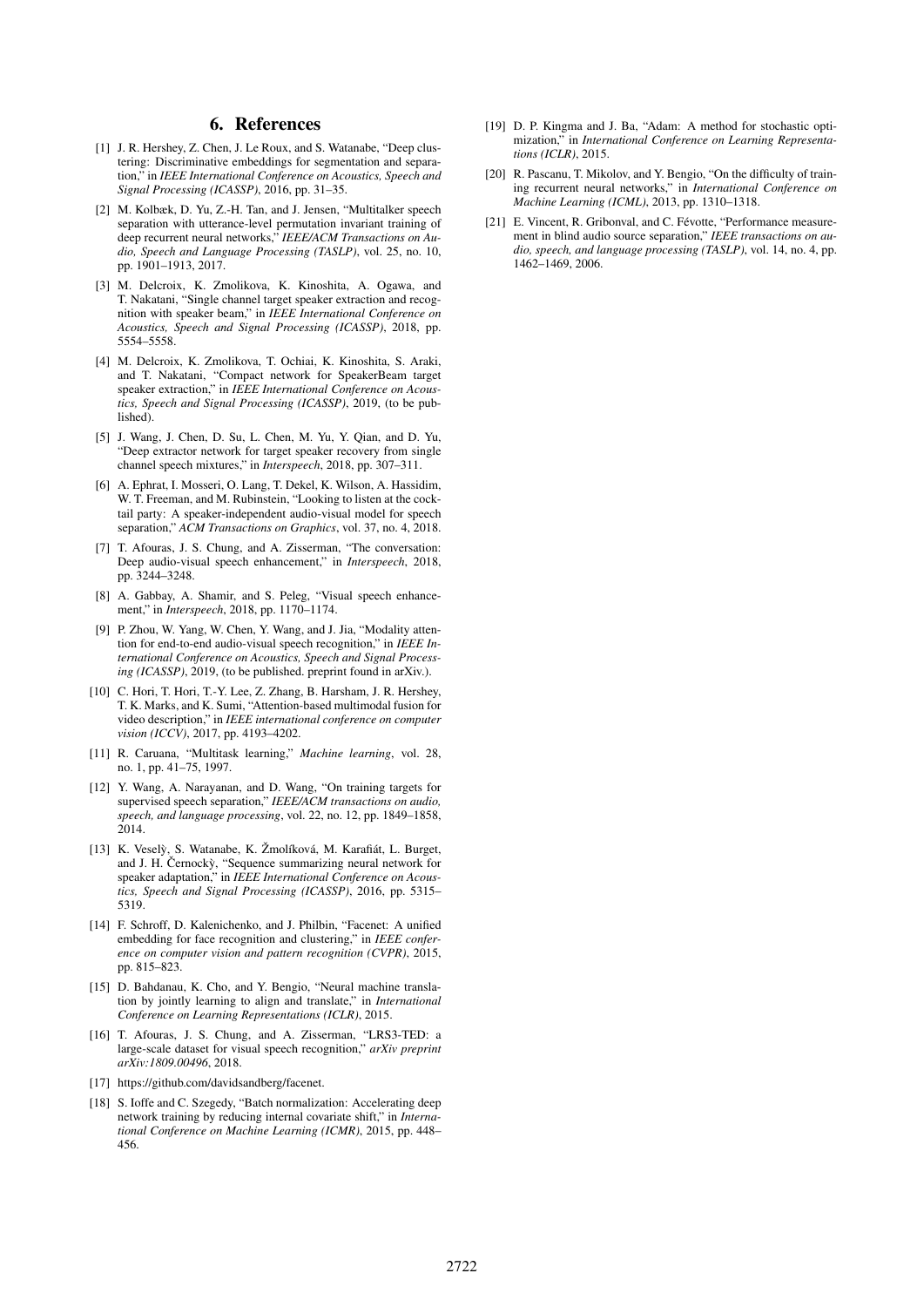## 6. References

[1] J. R. Hershey, Z. Chen, J. Le Roux, and S. Watanabe, "Deep clustering: Discriminative embeddings for segmentation and separation," in *IEEE International Conference on Acoustics, Speech and Signal Processing (ICASSP)*, 2016, pp. 31–35.

[2] M. Kolbæk, D. Yu, Z.-H. Tan, and J. Jensen, "Multitalker speech separation with utterance-level permutation invariant training of deep recurrent neural networks," *IEEE/ACM Transactions on Audio, Speech and Language Processing (TASLP)*, vol. 25, no. 10, pp. 1901–1913, 2017.

[3] M. Delcroix, K. Zmolikova, K. Kinoshita, A. Ogawa, and T. Nakatani, "Single channel target speaker extraction and recognition with speaker beam," in *IEEE International Conference on Acoustics, Speech and Signal Processing (ICASSP)*, 2018, pp. 5554–5558.

[4] M. Delcroix, K. Zmolikova, T. Ochiai, K. Kinoshita, S. Araki, and T. Nakatani, "Compact network for SpeakerBeam target speaker extraction," in *IEEE International Conference on Acoustics, Speech and Signal Processing (ICASSP)*, 2019, (to be published).

[5] J. Wang, J. Chen, D. Su, L. Chen, M. Yu, Y. Qian, and D. Yu, "Deep extractor network for target speaker recovery from single channel speech mixtures," in *Interspeech*, 2018, pp. 307–311.

[6] A. Ephrat, I. Mosseri, O. Lang, T. Dekel, K. Wilson, A. Hassidim, W. T. Freeman, and M. Rubinstein, "Looking to listen at the cocktail party: A speaker-independent audio-visual model for speech separation," *ACM Transactions on Graphics*, vol. 37, no. 4, 2018.

[7] T. Afouras, J. S. Chung, and A. Zisserman, "The conversation: Deep audio-visual speech enhancement," in *Interspeech*, 2018, pp. 3244–3248.

[8] A. Gabbay, A. Shamir, and S. Peleg, "Visual speech enhancement," in *Interspeech*, 2018, pp. 1170–1174.

[9] P. Zhou, W. Yang, W. Chen, Y. Wang, and J. Jia, "Modality attention for end-to-end audio-visual speech recognition," in *IEEE International Conference on Acoustics, Speech and Signal Processing (ICASSP)*, 2019, (to be published. preprint found in arXiv.).

[10] C. Hori, T. Hori, T.-Y. Lee, Z. Zhang, B. Harsham, J. R. Hershey, T. K. Marks, and K. Sumi, "Attention-based multimodal fusion for video description," in *IEEE international conference on computer vision (ICCV)*, 2017, pp. 4193–4202.

[11] R. Caruana, "Multitask learning," *Machine learning*, vol. 28, no. 1, pp. 41–75, 1997.

[12] Y. Wang, A. Narayanan, and D. Wang, "On training targets for supervised speech separation," *IEEE/ACM transactions on audio, speech, and language processing*, vol. 22, no. 12, pp. 1849–1858, 2014.

[13] K. Veselỳ, S. Watanabe, K. Žmolíková, M. Karafiát, L. Burget, and J. H. Černockỳ, "Sequence summarizing neural network for speaker adaptation," in *IEEE International Conference on Acoustics, Speech and Signal Processing (ICASSP)*, 2016, pp. 5315–5319.

[14] F. Schroff, D. Kalenichenko, and J. Philbin, "Facenet: A unified embedding for face recognition and clustering," in *IEEE conference on computer vision and pattern recognition (CVPR)*, 2015, pp. 815–823.

[15] D. Bahdanau, K. Cho, and Y. Bengio, "Neural machine translation by jointly learning to align and translate," in *International Conference on Learning Representations (ICLR)*, 2015.

[16] T. Afouras, J. S. Chung, and A. Zisserman, "LRS3-TED: a large-scale dataset for visual speech recognition," *arXiv preprint arXiv:1809.00496*, 2018.

[17] https://github.com/davidsandberg/facenet.

[18] S. Ioffe and C. Szegedy, "Batch normalization: Accelerating deep network training by reducing internal covariate shift," in *International Conference on Machine Learning (ICMR)*, 2015, pp. 448–456.

[19] D. P. Kingma and J. Ba, "Adam: A method for stochastic optimization," in *International Conference on Learning Representations (ICLR)*, 2015.

[20] R. Pascanu, T. Mikolov, and Y. Bengio, "On the difficulty of training recurrent neural networks," in *International Conference on Machine Learning (ICML)*, 2013, pp. 1310–1318.

[21] E. Vincent, R. Gribonval, and C. Févotte, "Performance measurement in blind audio source separation," *IEEE transactions on audio, speech, and language processing (TASLP)*, vol. 14, no. 4, pp. 1462–1469, 2006.